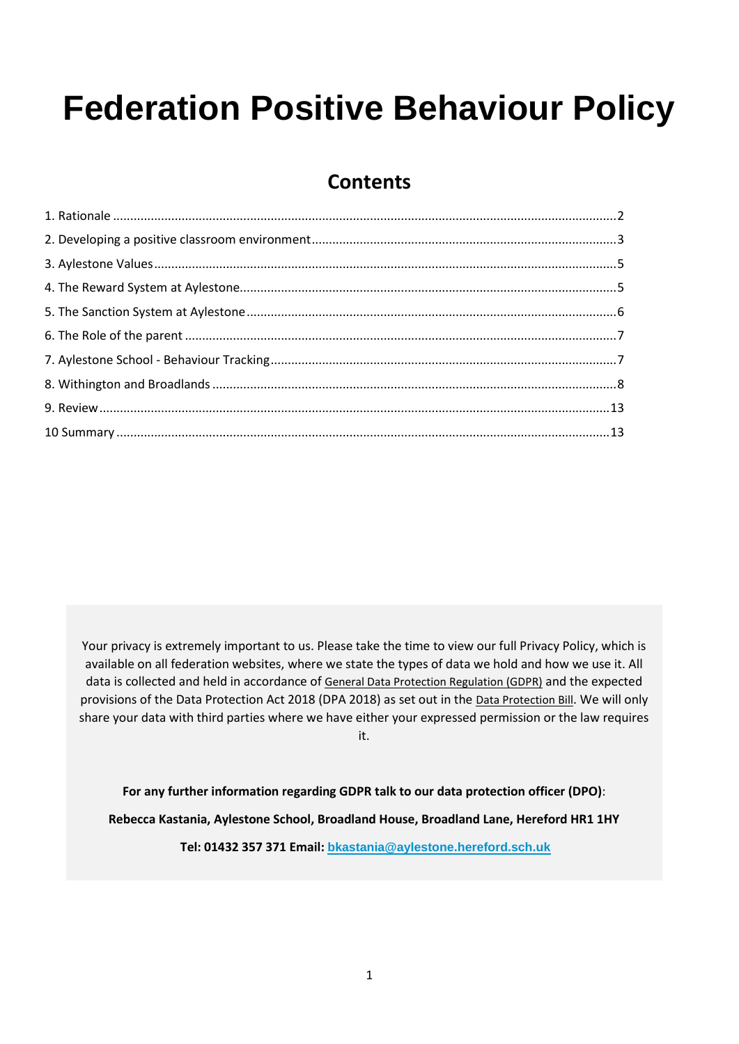# Federation Positive Behaviour Policy

## Contents

1. Rationale ........................................................................ 2
2. Developing a positive classroom environment ........................................ 3
3. Aylestone Values ................................................................. 5
4. The Reward System at Aylestone .................................................... 5
5. The Sanction System at Aylestone .................................................. 6
6. The Role of the parent ............................................................ 7
7. Aylestone School - Behaviour Tracking ............................................. 7
8. Withington and Broadlands ......................................................... 8
9. Review ........................................................................... 13
10 Summary .......................................................................... 13

Your privacy is extremely important to us. Please take the time to view our full Privacy Policy, which is available on all federation websites, where we state the types of data we hold and how we use it. All data is collected and held in accordance of General Data Protection Regulation (GDPR) and the expected provisions of the Data Protection Act 2018 (DPA 2018) as set out in the Data Protection Bill. We will only share your data with third parties where we have either your expressed permission or the law requires it.

**For any further information regarding GDPR talk to our data protection officer (DPO)**:

**Rebecca Kastania, Aylestone School, Broadland House, Broadland Lane, Hereford HR1 1HY**

**Tel: 01432 357 371 Email: bkastania@aylestone.hereford.sch.uk**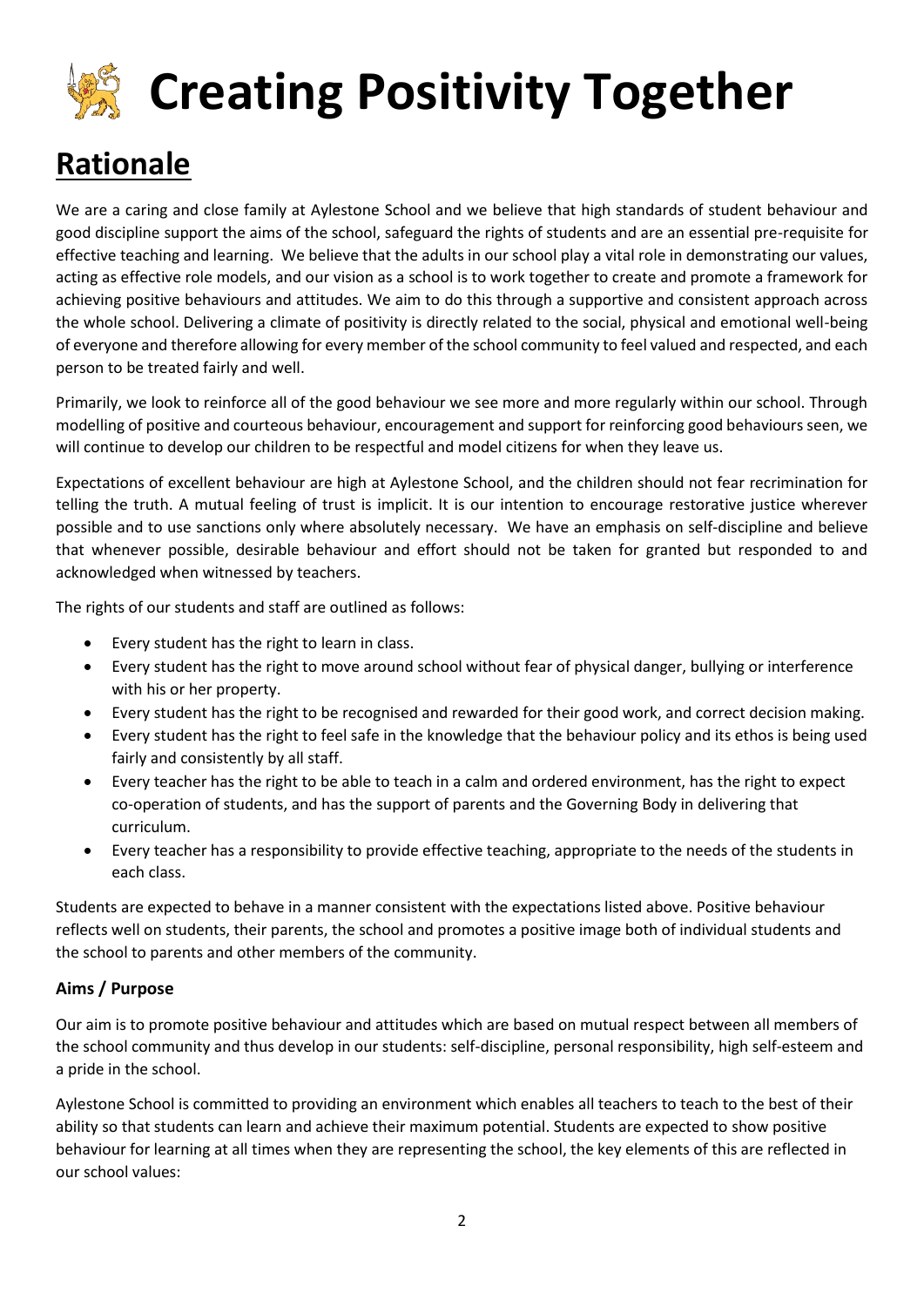# Creating Positivity Together

## Rationale

We are a caring and close family at Aylestone School and we believe that high standards of student behaviour and good discipline support the aims of the school, safeguard the rights of students and are an essential pre-requisite for effective teaching and learning. We believe that the adults in our school play a vital role in demonstrating our values, acting as effective role models, and our vision as a school is to work together to create and promote a framework for achieving positive behaviours and attitudes. We aim to do this through a supportive and consistent approach across the whole school. Delivering a climate of positivity is directly related to the social, physical and emotional well-being of everyone and therefore allowing for every member of the school community to feel valued and respected, and each person to be treated fairly and well.

Primarily, we look to reinforce all of the good behaviour we see more and more regularly within our school. Through modelling of positive and courteous behaviour, encouragement and support for reinforcing good behaviours seen, we will continue to develop our children to be respectful and model citizens for when they leave us.

Expectations of excellent behaviour are high at Aylestone School, and the children should not fear recrimination for telling the truth. A mutual feeling of trust is implicit. It is our intention to encourage restorative justice wherever possible and to use sanctions only where absolutely necessary. We have an emphasis on self-discipline and believe that whenever possible, desirable behaviour and effort should not be taken for granted but responded to and acknowledged when witnessed by teachers.

The rights of our students and staff are outlined as follows:

- Every student has the right to learn in class.
- Every student has the right to move around school without fear of physical danger, bullying or interference with his or her property.
- Every student has the right to be recognised and rewarded for their good work, and correct decision making.
- Every student has the right to feel safe in the knowledge that the behaviour policy and its ethos is being used fairly and consistently by all staff.
- Every teacher has the right to be able to teach in a calm and ordered environment, has the right to expect co-operation of students, and has the support of parents and the Governing Body in delivering that curriculum.
- Every teacher has a responsibility to provide effective teaching, appropriate to the needs of the students in each class.

Students are expected to behave in a manner consistent with the expectations listed above. Positive behaviour reflects well on students, their parents, the school and promotes a positive image both of individual students and the school to parents and other members of the community.

### Aims / Purpose

Our aim is to promote positive behaviour and attitudes which are based on mutual respect between all members of the school community and thus develop in our students: self-discipline, personal responsibility, high self-esteem and a pride in the school.

Aylestone School is committed to providing an environment which enables all teachers to teach to the best of their ability so that students can learn and achieve their maximum potential. Students are expected to show positive behaviour for learning at all times when they are representing the school, the key elements of this are reflected in our school values: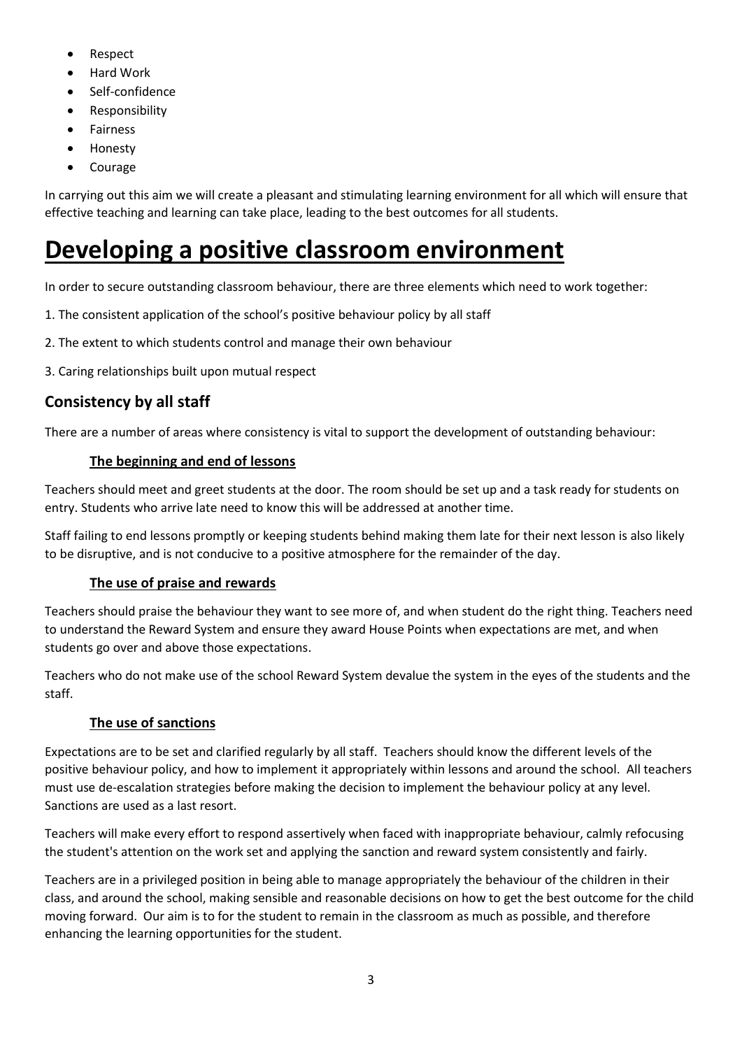- Respect
- Hard Work
- Self-confidence
- Responsibility
- Fairness
- Honesty
- Courage

In carrying out this aim we will create a pleasant and stimulating learning environment for all which will ensure that effective teaching and learning can take place, leading to the best outcomes for all students.

# Developing a positive classroom environment

In order to secure outstanding classroom behaviour, there are three elements which need to work together:

1. The consistent application of the school's positive behaviour policy by all staff

2. The extent to which students control and manage their own behaviour

3. Caring relationships built upon mutual respect

## Consistency by all staff

There are a number of areas where consistency is vital to support the development of outstanding behaviour:

### The beginning and end of lessons

Teachers should meet and greet students at the door. The room should be set up and a task ready for students on entry. Students who arrive late need to know this will be addressed at another time.

Staff failing to end lessons promptly or keeping students behind making them late for their next lesson is also likely to be disruptive, and is not conducive to a positive atmosphere for the remainder of the day.

### The use of praise and rewards

Teachers should praise the behaviour they want to see more of, and when student do the right thing. Teachers need to understand the Reward System and ensure they award House Points when expectations are met, and when students go over and above those expectations.

Teachers who do not make use of the school Reward System devalue the system in the eyes of the students and the staff.

### The use of sanctions

Expectations are to be set and clarified regularly by all staff. Teachers should know the different levels of the positive behaviour policy, and how to implement it appropriately within lessons and around the school. All teachers must use de-escalation strategies before making the decision to implement the behaviour policy at any level. Sanctions are used as a last resort.

Teachers will make every effort to respond assertively when faced with inappropriate behaviour, calmly refocusing the student's attention on the work set and applying the sanction and reward system consistently and fairly.

Teachers are in a privileged position in being able to manage appropriately the behaviour of the children in their class, and around the school, making sensible and reasonable decisions on how to get the best outcome for the child moving forward. Our aim is to for the student to remain in the classroom as much as possible, and therefore enhancing the learning opportunities for the student.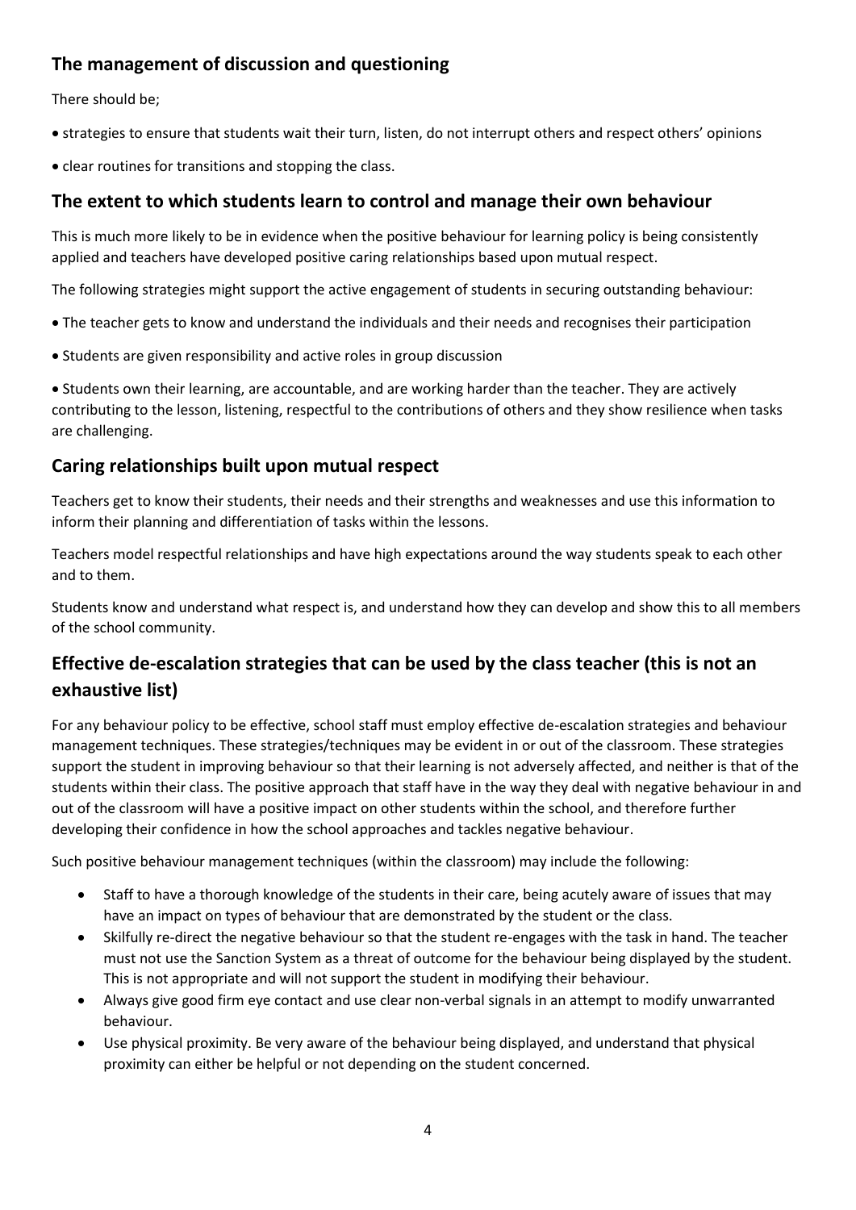## The management of discussion and questioning

There should be;

- strategies to ensure that students wait their turn, listen, do not interrupt others and respect others' opinions
- clear routines for transitions and stopping the class.

## The extent to which students learn to control and manage their own behaviour

This is much more likely to be in evidence when the positive behaviour for learning policy is being consistently applied and teachers have developed positive caring relationships based upon mutual respect.

The following strategies might support the active engagement of students in securing outstanding behaviour:

- The teacher gets to know and understand the individuals and their needs and recognises their participation
- Students are given responsibility and active roles in group discussion
- Students own their learning, are accountable, and are working harder than the teacher. They are actively contributing to the lesson, listening, respectful to the contributions of others and they show resilience when tasks are challenging.

## Caring relationships built upon mutual respect

Teachers get to know their students, their needs and their strengths and weaknesses and use this information to inform their planning and differentiation of tasks within the lessons.

Teachers model respectful relationships and have high expectations around the way students speak to each other and to them.

Students know and understand what respect is, and understand how they can develop and show this to all members of the school community.

## Effective de-escalation strategies that can be used by the class teacher (this is not an exhaustive list)

For any behaviour policy to be effective, school staff must employ effective de-escalation strategies and behaviour management techniques. These strategies/techniques may be evident in or out of the classroom. These strategies support the student in improving behaviour so that their learning is not adversely affected, and neither is that of the students within their class. The positive approach that staff have in the way they deal with negative behaviour in and out of the classroom will have a positive impact on other students within the school, and therefore further developing their confidence in how the school approaches and tackles negative behaviour.

Such positive behaviour management techniques (within the classroom) may include the following:

- Staff to have a thorough knowledge of the students in their care, being acutely aware of issues that may have an impact on types of behaviour that are demonstrated by the student or the class.
- Skilfully re-direct the negative behaviour so that the student re-engages with the task in hand. The teacher must not use the Sanction System as a threat of outcome for the behaviour being displayed by the student. This is not appropriate and will not support the student in modifying their behaviour.
- Always give good firm eye contact and use clear non-verbal signals in an attempt to modify unwarranted behaviour.
- Use physical proximity. Be very aware of the behaviour being displayed, and understand that physical proximity can either be helpful or not depending on the student concerned.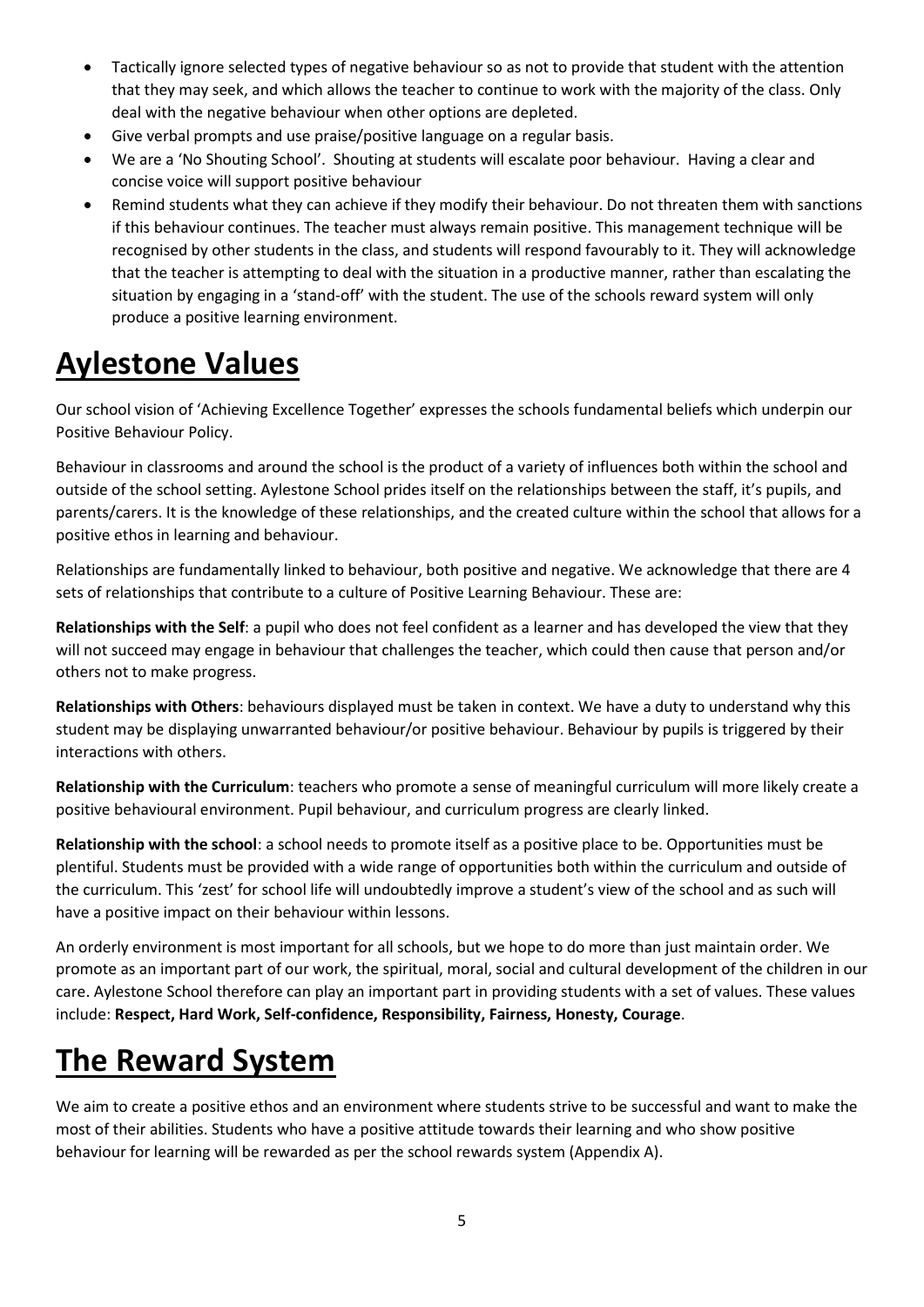- Tactically ignore selected types of negative behaviour so as not to provide that student with the attention that they may seek, and which allows the teacher to continue to work with the majority of the class. Only deal with the negative behaviour when other options are depleted.
- Give verbal prompts and use praise/positive language on a regular basis.
- We are a 'No Shouting School'. Shouting at students will escalate poor behaviour. Having a clear and concise voice will support positive behaviour
- Remind students what they can achieve if they modify their behaviour. Do not threaten them with sanctions if this behaviour continues. The teacher must always remain positive. This management technique will be recognised by other students in the class, and students will respond favourably to it. They will acknowledge that the teacher is attempting to deal with the situation in a productive manner, rather than escalating the situation by engaging in a 'stand-off' with the student. The use of the schools reward system will only produce a positive learning environment.

# Aylestone Values

Our school vision of 'Achieving Excellence Together' expresses the schools fundamental beliefs which underpin our Positive Behaviour Policy.

Behaviour in classrooms and around the school is the product of a variety of influences both within the school and outside of the school setting. Aylestone School prides itself on the relationships between the staff, it's pupils, and parents/carers. It is the knowledge of these relationships, and the created culture within the school that allows for a positive ethos in learning and behaviour.

Relationships are fundamentally linked to behaviour, both positive and negative. We acknowledge that there are 4 sets of relationships that contribute to a culture of Positive Learning Behaviour. These are:

**Relationships with the Self**: a pupil who does not feel confident as a learner and has developed the view that they will not succeed may engage in behaviour that challenges the teacher, which could then cause that person and/or others not to make progress.

**Relationships with Others**: behaviours displayed must be taken in context. We have a duty to understand why this student may be displaying unwarranted behaviour/or positive behaviour. Behaviour by pupils is triggered by their interactions with others.

**Relationship with the Curriculum**: teachers who promote a sense of meaningful curriculum will more likely create a positive behavioural environment. Pupil behaviour, and curriculum progress are clearly linked.

**Relationship with the school**: a school needs to promote itself as a positive place to be. Opportunities must be plentiful. Students must be provided with a wide range of opportunities both within the curriculum and outside of the curriculum. This 'zest' for school life will undoubtedly improve a student's view of the school and as such will have a positive impact on their behaviour within lessons.

An orderly environment is most important for all schools, but we hope to do more than just maintain order. We promote as an important part of our work, the spiritual, moral, social and cultural development of the children in our care. Aylestone School therefore can play an important part in providing students with a set of values. These values include: **Respect, Hard Work, Self-confidence, Responsibility, Fairness, Honesty, Courage**.

# The Reward System

We aim to create a positive ethos and an environment where students strive to be successful and want to make the most of their abilities. Students who have a positive attitude towards their learning and who show positive behaviour for learning will be rewarded as per the school rewards system (Appendix A).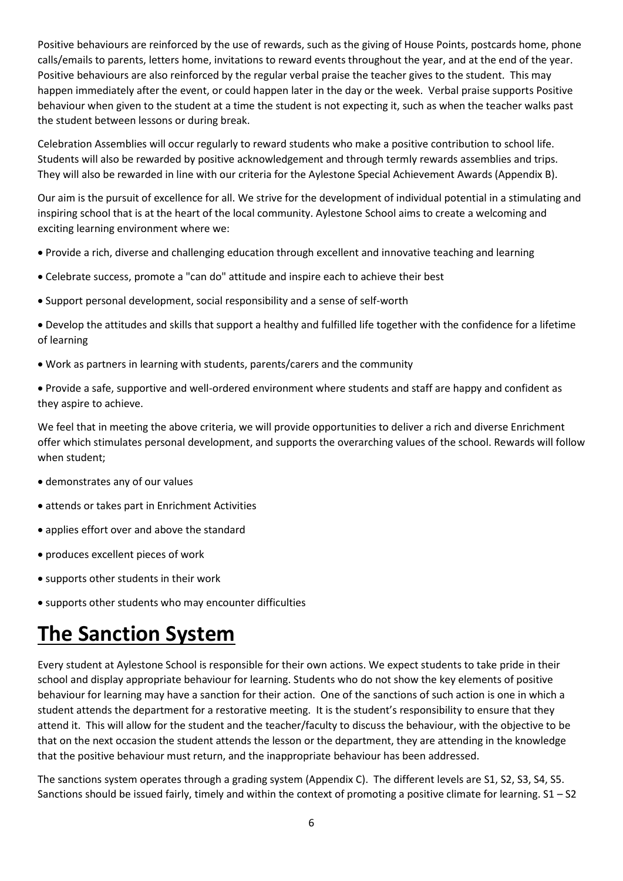Positive behaviours are reinforced by the use of rewards, such as the giving of House Points, postcards home, phone calls/emails to parents, letters home, invitations to reward events throughout the year, and at the end of the year. Positive behaviours are also reinforced by the regular verbal praise the teacher gives to the student. This may happen immediately after the event, or could happen later in the day or the week. Verbal praise supports Positive behaviour when given to the student at a time the student is not expecting it, such as when the teacher walks past the student between lessons or during break.

Celebration Assemblies will occur regularly to reward students who make a positive contribution to school life. Students will also be rewarded by positive acknowledgement and through termly rewards assemblies and trips. They will also be rewarded in line with our criteria for the Aylestone Special Achievement Awards (Appendix B).

Our aim is the pursuit of excellence for all. We strive for the development of individual potential in a stimulating and inspiring school that is at the heart of the local community. Aylestone School aims to create a welcoming and exciting learning environment where we:

- Provide a rich, diverse and challenging education through excellent and innovative teaching and learning
- Celebrate success, promote a "can do" attitude and inspire each to achieve their best
- Support personal development, social responsibility and a sense of self-worth
- Develop the attitudes and skills that support a healthy and fulfilled life together with the confidence for a lifetime of learning
- Work as partners in learning with students, parents/carers and the community
- Provide a safe, supportive and well-ordered environment where students and staff are happy and confident as they aspire to achieve.

We feel that in meeting the above criteria, we will provide opportunities to deliver a rich and diverse Enrichment offer which stimulates personal development, and supports the overarching values of the school. Rewards will follow when student;

- demonstrates any of our values
- attends or takes part in Enrichment Activities
- applies effort over and above the standard
- produces excellent pieces of work
- supports other students in their work
- supports other students who may encounter difficulties

# The Sanction System

Every student at Aylestone School is responsible for their own actions. We expect students to take pride in their school and display appropriate behaviour for learning. Students who do not show the key elements of positive behaviour for learning may have a sanction for their action. One of the sanctions of such action is one in which a student attends the department for a restorative meeting. It is the student's responsibility to ensure that they attend it. This will allow for the student and the teacher/faculty to discuss the behaviour, with the objective to be that on the next occasion the student attends the lesson or the department, they are attending in the knowledge that the positive behaviour must return, and the inappropriate behaviour has been addressed.

The sanctions system operates through a grading system (Appendix C). The different levels are S1, S2, S3, S4, S5. Sanctions should be issued fairly, timely and within the context of promoting a positive climate for learning. S1 – S2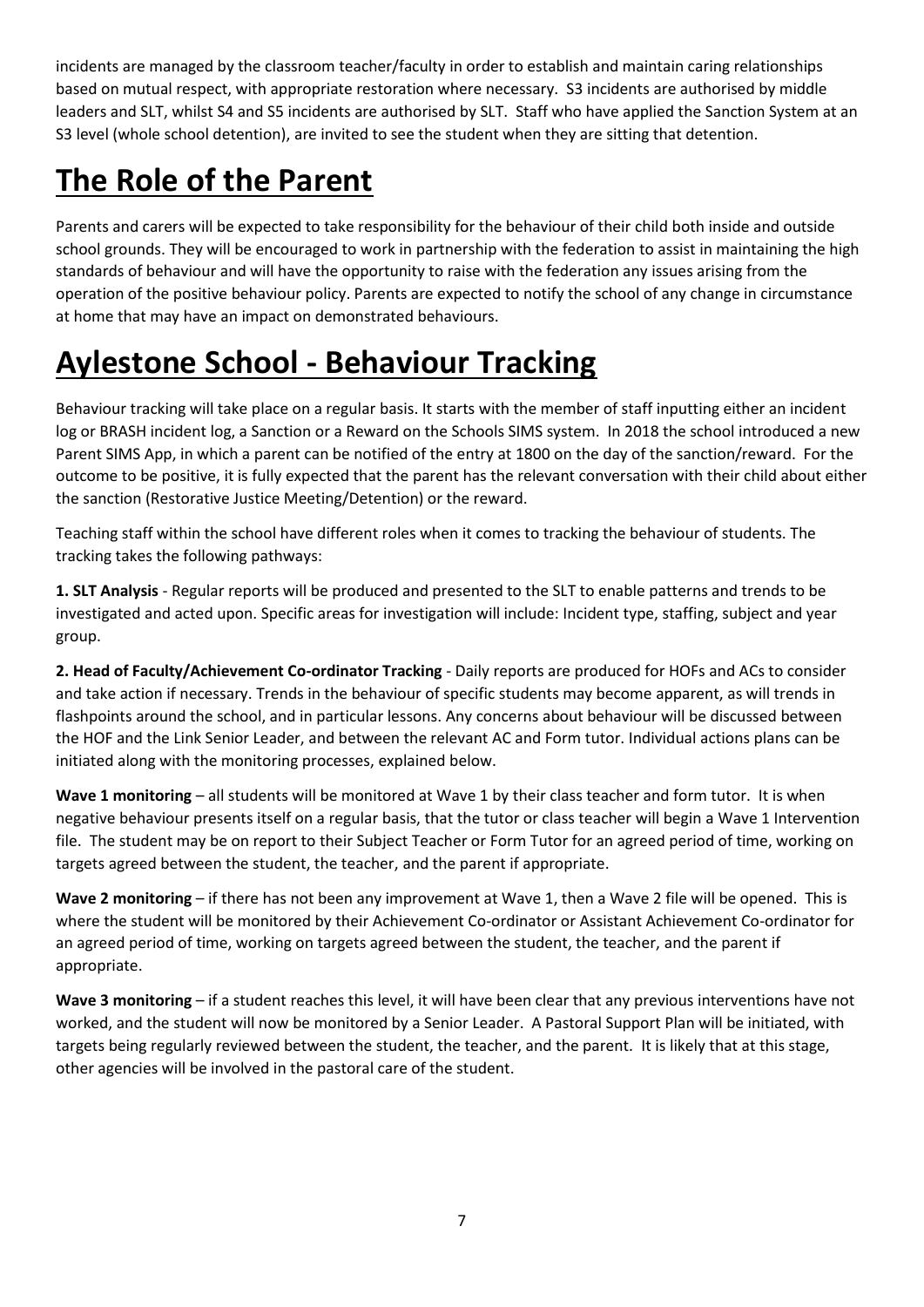incidents are managed by the classroom teacher/faculty in order to establish and maintain caring relationships based on mutual respect, with appropriate restoration where necessary. S3 incidents are authorised by middle leaders and SLT, whilst S4 and S5 incidents are authorised by SLT. Staff who have applied the Sanction System at an S3 level (whole school detention), are invited to see the student when they are sitting that detention.

# The Role of the Parent

Parents and carers will be expected to take responsibility for the behaviour of their child both inside and outside school grounds. They will be encouraged to work in partnership with the federation to assist in maintaining the high standards of behaviour and will have the opportunity to raise with the federation any issues arising from the operation of the positive behaviour policy. Parents are expected to notify the school of any change in circumstance at home that may have an impact on demonstrated behaviours.

# Aylestone School - Behaviour Tracking

Behaviour tracking will take place on a regular basis. It starts with the member of staff inputting either an incident log or BRASH incident log, a Sanction or a Reward on the Schools SIMS system. In 2018 the school introduced a new Parent SIMS App, in which a parent can be notified of the entry at 1800 on the day of the sanction/reward. For the outcome to be positive, it is fully expected that the parent has the relevant conversation with their child about either the sanction (Restorative Justice Meeting/Detention) or the reward.

Teaching staff within the school have different roles when it comes to tracking the behaviour of students. The tracking takes the following pathways:

**1. SLT Analysis** - Regular reports will be produced and presented to the SLT to enable patterns and trends to be investigated and acted upon. Specific areas for investigation will include: Incident type, staffing, subject and year group.

**2. Head of Faculty/Achievement Co-ordinator Tracking** - Daily reports are produced for HOFs and ACs to consider and take action if necessary. Trends in the behaviour of specific students may become apparent, as will trends in flashpoints around the school, and in particular lessons. Any concerns about behaviour will be discussed between the HOF and the Link Senior Leader, and between the relevant AC and Form tutor. Individual actions plans can be initiated along with the monitoring processes, explained below.

**Wave 1 monitoring** – all students will be monitored at Wave 1 by their class teacher and form tutor. It is when negative behaviour presents itself on a regular basis, that the tutor or class teacher will begin a Wave 1 Intervention file. The student may be on report to their Subject Teacher or Form Tutor for an agreed period of time, working on targets agreed between the student, the teacher, and the parent if appropriate.

**Wave 2 monitoring** – if there has not been any improvement at Wave 1, then a Wave 2 file will be opened. This is where the student will be monitored by their Achievement Co-ordinator or Assistant Achievement Co-ordinator for an agreed period of time, working on targets agreed between the student, the teacher, and the parent if appropriate.

**Wave 3 monitoring** – if a student reaches this level, it will have been clear that any previous interventions have not worked, and the student will now be monitored by a Senior Leader. A Pastoral Support Plan will be initiated, with targets being regularly reviewed between the student, the teacher, and the parent. It is likely that at this stage, other agencies will be involved in the pastoral care of the student.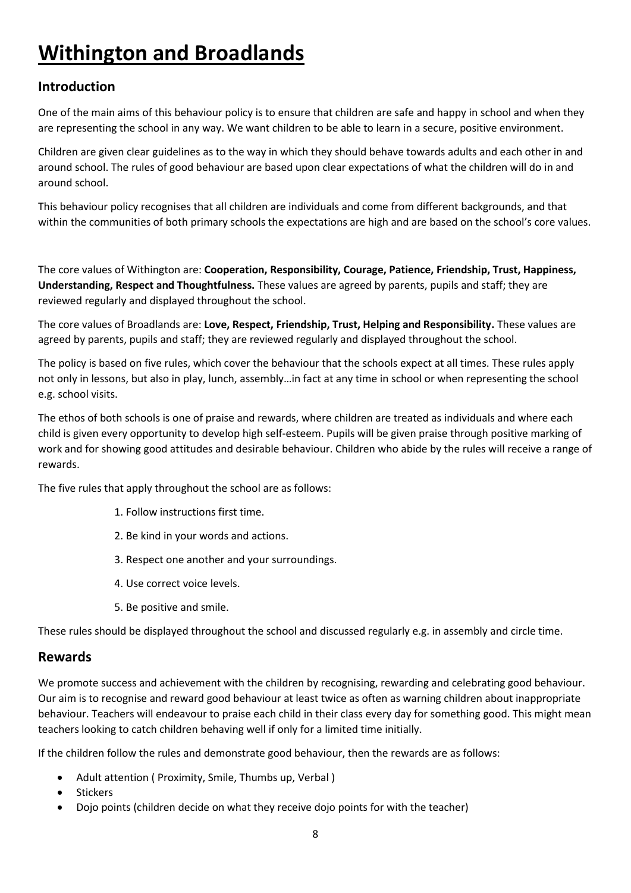# Withington and Broadlands

## Introduction

One of the main aims of this behaviour policy is to ensure that children are safe and happy in school and when they are representing the school in any way. We want children to be able to learn in a secure, positive environment.

Children are given clear guidelines as to the way in which they should behave towards adults and each other in and around school. The rules of good behaviour are based upon clear expectations of what the children will do in and around school.

This behaviour policy recognises that all children are individuals and come from different backgrounds, and that within the communities of both primary schools the expectations are high and are based on the school's core values.

The core values of Withington are: **Cooperation, Responsibility, Courage, Patience, Friendship, Trust, Happiness, Understanding, Respect and Thoughtfulness.** These values are agreed by parents, pupils and staff; they are reviewed regularly and displayed throughout the school.

The core values of Broadlands are: **Love, Respect, Friendship, Trust, Helping and Responsibility.** These values are agreed by parents, pupils and staff; they are reviewed regularly and displayed throughout the school.

The policy is based on five rules, which cover the behaviour that the schools expect at all times. These rules apply not only in lessons, but also in play, lunch, assembly…in fact at any time in school or when representing the school e.g. school visits.

The ethos of both schools is one of praise and rewards, where children are treated as individuals and where each child is given every opportunity to develop high self-esteem. Pupils will be given praise through positive marking of work and for showing good attitudes and desirable behaviour. Children who abide by the rules will receive a range of rewards.

The five rules that apply throughout the school are as follows:

1. Follow instructions first time.
2. Be kind in your words and actions.
3. Respect one another and your surroundings.
4. Use correct voice levels.
5. Be positive and smile.

These rules should be displayed throughout the school and discussed regularly e.g. in assembly and circle time.

## Rewards

We promote success and achievement with the children by recognising, rewarding and celebrating good behaviour. Our aim is to recognise and reward good behaviour at least twice as often as warning children about inappropriate behaviour. Teachers will endeavour to praise each child in their class every day for something good. This might mean teachers looking to catch children behaving well if only for a limited time initially.

If the children follow the rules and demonstrate good behaviour, then the rewards are as follows:

- Adult attention ( Proximity, Smile, Thumbs up, Verbal )
- Stickers
- Dojo points (children decide on what they receive dojo points for with the teacher)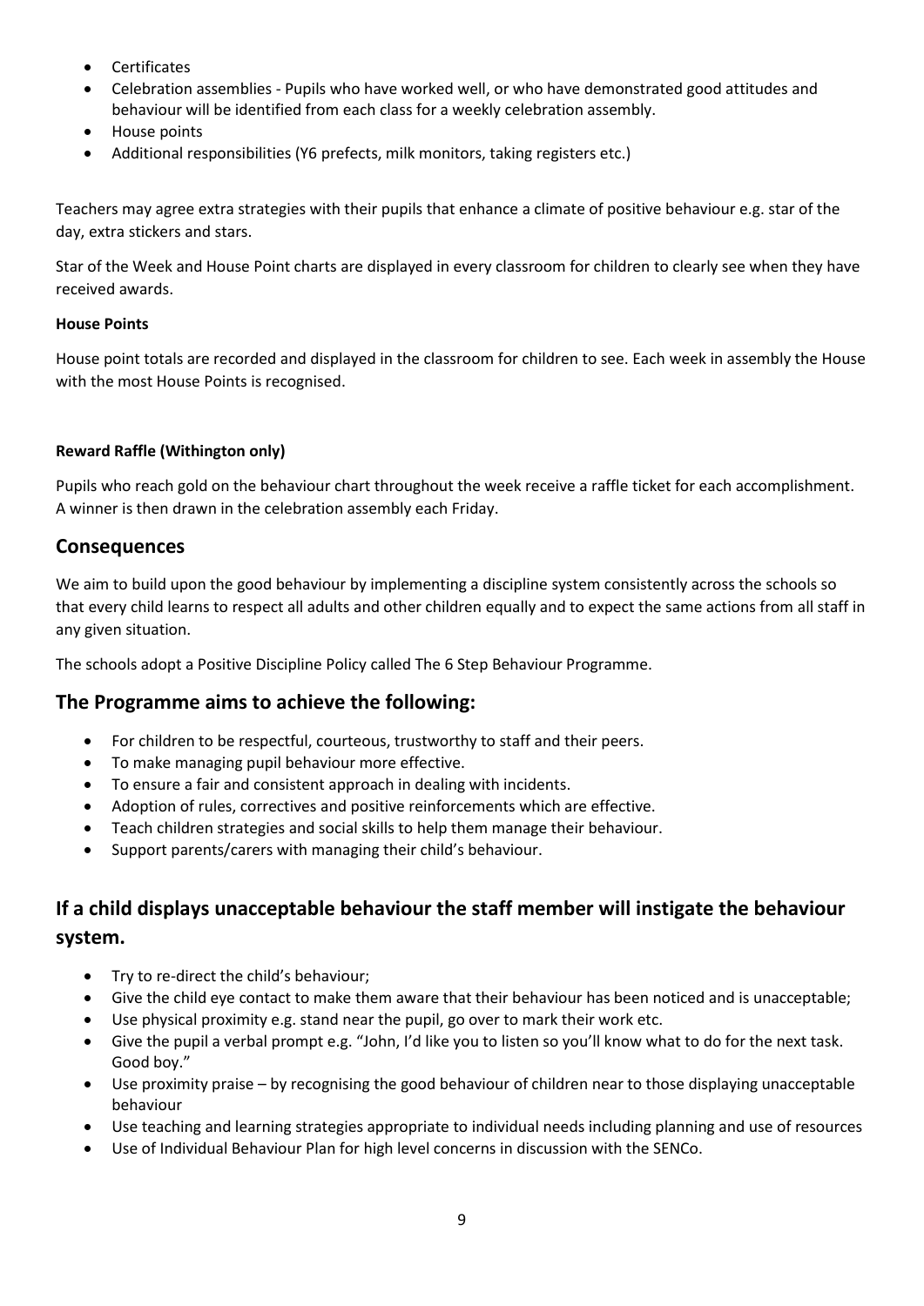- Certificates
- Celebration assemblies - Pupils who have worked well, or who have demonstrated good attitudes and behaviour will be identified from each class for a weekly celebration assembly.
- House points
- Additional responsibilities (Y6 prefects, milk monitors, taking registers etc.)

Teachers may agree extra strategies with their pupils that enhance a climate of positive behaviour e.g. star of the day, extra stickers and stars.

Star of the Week and House Point charts are displayed in every classroom for children to clearly see when they have received awards.

**House Points**

House point totals are recorded and displayed in the classroom for children to see. Each week in assembly the House with the most House Points is recognised.

**Reward Raffle (Withington only)**

Pupils who reach gold on the behaviour chart throughout the week receive a raffle ticket for each accomplishment. A winner is then drawn in the celebration assembly each Friday.

## Consequences

We aim to build upon the good behaviour by implementing a discipline system consistently across the schools so that every child learns to respect all adults and other children equally and to expect the same actions from all staff in any given situation.

The schools adopt a Positive Discipline Policy called The 6 Step Behaviour Programme.

## The Programme aims to achieve the following:

- For children to be respectful, courteous, trustworthy to staff and their peers.
- To make managing pupil behaviour more effective.
- To ensure a fair and consistent approach in dealing with incidents.
- Adoption of rules, correctives and positive reinforcements which are effective.
- Teach children strategies and social skills to help them manage their behaviour.
- Support parents/carers with managing their child's behaviour.

## If a child displays unacceptable behaviour the staff member will instigate the behaviour system.

- Try to re-direct the child's behaviour;
- Give the child eye contact to make them aware that their behaviour has been noticed and is unacceptable;
- Use physical proximity e.g. stand near the pupil, go over to mark their work etc.
- Give the pupil a verbal prompt e.g. "John, I'd like you to listen so you'll know what to do for the next task. Good boy."
- Use proximity praise – by recognising the good behaviour of children near to those displaying unacceptable behaviour
- Use teaching and learning strategies appropriate to individual needs including planning and use of resources
- Use of Individual Behaviour Plan for high level concerns in discussion with the SENCo.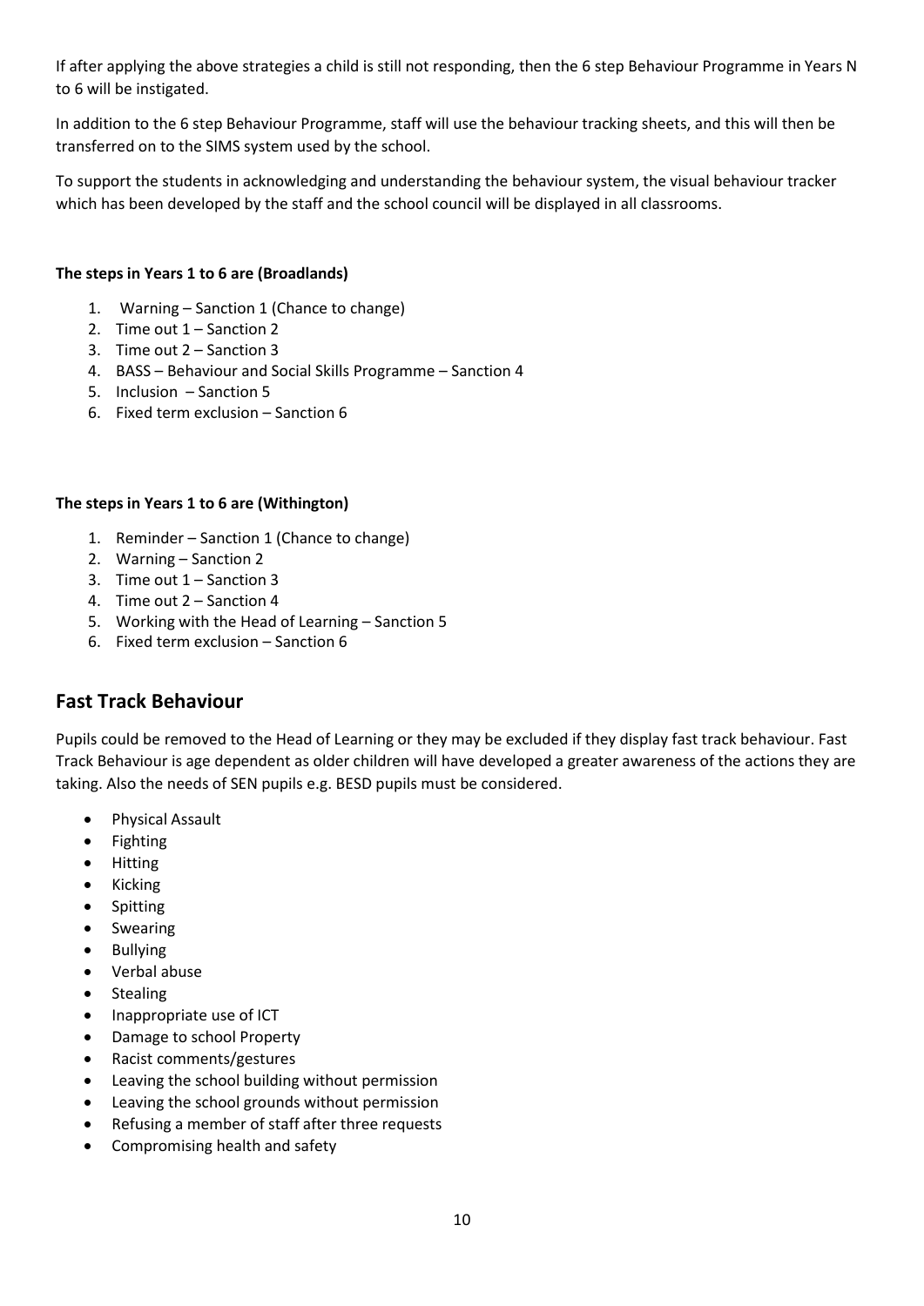If after applying the above strategies a child is still not responding, then the 6 step Behaviour Programme in Years N to 6 will be instigated.

In addition to the 6 step Behaviour Programme, staff will use the behaviour tracking sheets, and this will then be transferred on to the SIMS system used by the school.

To support the students in acknowledging and understanding the behaviour system, the visual behaviour tracker which has been developed by the staff and the school council will be displayed in all classrooms.

**The steps in Years 1 to 6 are (Broadlands)**

1. Warning – Sanction 1 (Chance to change)
2. Time out 1 – Sanction 2
3. Time out 2 – Sanction 3
4. BASS – Behaviour and Social Skills Programme – Sanction 4
5. Inclusion – Sanction 5
6. Fixed term exclusion – Sanction 6

**The steps in Years 1 to 6 are (Withington)**

1. Reminder – Sanction 1 (Chance to change)
2. Warning – Sanction 2
3. Time out 1 – Sanction 3
4. Time out 2 – Sanction 4
5. Working with the Head of Learning – Sanction 5
6. Fixed term exclusion – Sanction 6

## Fast Track Behaviour

Pupils could be removed to the Head of Learning or they may be excluded if they display fast track behaviour. Fast Track Behaviour is age dependent as older children will have developed a greater awareness of the actions they are taking. Also the needs of SEN pupils e.g. BESD pupils must be considered.

- Physical Assault
- Fighting
- Hitting
- Kicking
- Spitting
- Swearing
- Bullying
- Verbal abuse
- Stealing
- Inappropriate use of ICT
- Damage to school Property
- Racist comments/gestures
- Leaving the school building without permission
- Leaving the school grounds without permission
- Refusing a member of staff after three requests
- Compromising health and safety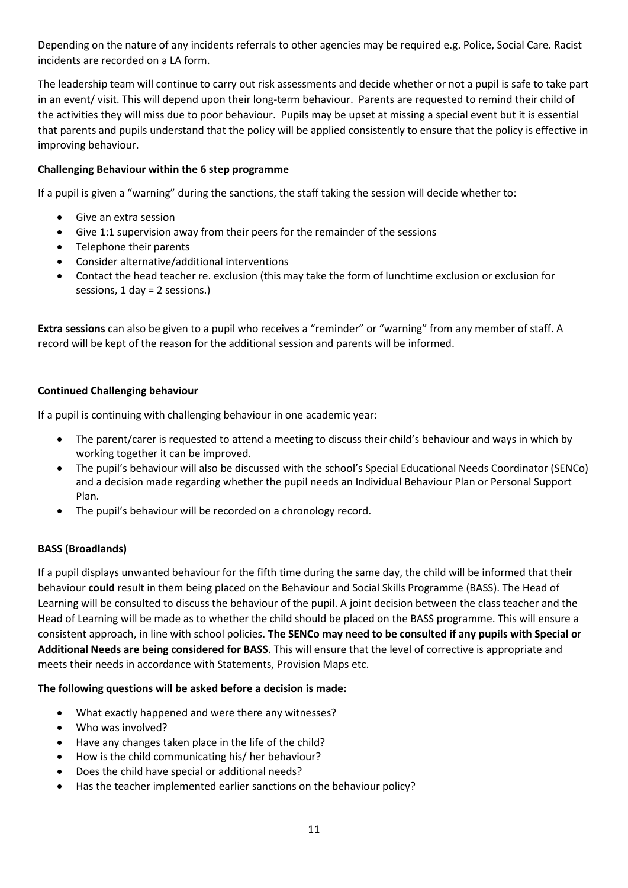Depending on the nature of any incidents referrals to other agencies may be required e.g. Police, Social Care. Racist incidents are recorded on a LA form.

The leadership team will continue to carry out risk assessments and decide whether or not a pupil is safe to take part in an event/ visit. This will depend upon their long-term behaviour. Parents are requested to remind their child of the activities they will miss due to poor behaviour. Pupils may be upset at missing a special event but it is essential that parents and pupils understand that the policy will be applied consistently to ensure that the policy is effective in improving behaviour.

**Challenging Behaviour within the 6 step programme**

If a pupil is given a "warning" during the sanctions, the staff taking the session will decide whether to:

- Give an extra session
- Give 1:1 supervision away from their peers for the remainder of the sessions
- Telephone their parents
- Consider alternative/additional interventions
- Contact the head teacher re. exclusion (this may take the form of lunchtime exclusion or exclusion for sessions, 1 day = 2 sessions.)

**Extra sessions** can also be given to a pupil who receives a "reminder" or "warning" from any member of staff. A record will be kept of the reason for the additional session and parents will be informed.

**Continued Challenging behaviour**

If a pupil is continuing with challenging behaviour in one academic year:

- The parent/carer is requested to attend a meeting to discuss their child's behaviour and ways in which by working together it can be improved.
- The pupil's behaviour will also be discussed with the school's Special Educational Needs Coordinator (SENCo) and a decision made regarding whether the pupil needs an Individual Behaviour Plan or Personal Support Plan.
- The pupil's behaviour will be recorded on a chronology record.

**BASS (Broadlands)**

If a pupil displays unwanted behaviour for the fifth time during the same day, the child will be informed that their behaviour **could** result in them being placed on the Behaviour and Social Skills Programme (BASS). The Head of Learning will be consulted to discuss the behaviour of the pupil. A joint decision between the class teacher and the Head of Learning will be made as to whether the child should be placed on the BASS programme. This will ensure a consistent approach, in line with school policies. **The SENCo may need to be consulted if any pupils with Special or Additional Needs are being considered for BASS**. This will ensure that the level of corrective is appropriate and meets their needs in accordance with Statements, Provision Maps etc.

**The following questions will be asked before a decision is made:**

- What exactly happened and were there any witnesses?
- Who was involved?
- Have any changes taken place in the life of the child?
- How is the child communicating his/ her behaviour?
- Does the child have special or additional needs?
- Has the teacher implemented earlier sanctions on the behaviour policy?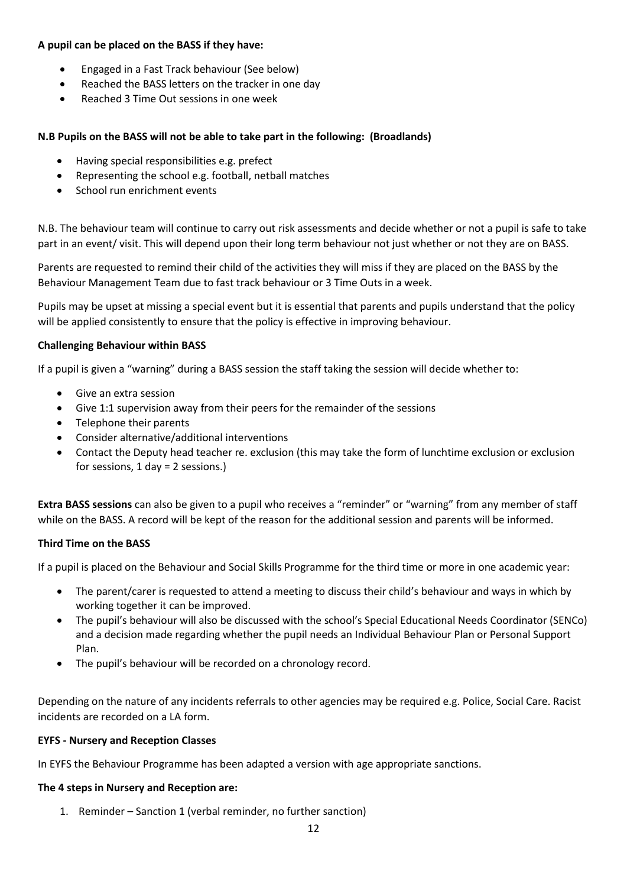**A pupil can be placed on the BASS if they have:**

- Engaged in a Fast Track behaviour (See below)
- Reached the BASS letters on the tracker in one day
- Reached 3 Time Out sessions in one week

**N.B Pupils on the BASS will not be able to take part in the following: (Broadlands)**

- Having special responsibilities e.g. prefect
- Representing the school e.g. football, netball matches
- School run enrichment events

N.B. The behaviour team will continue to carry out risk assessments and decide whether or not a pupil is safe to take part in an event/ visit. This will depend upon their long term behaviour not just whether or not they are on BASS.

Parents are requested to remind their child of the activities they will miss if they are placed on the BASS by the Behaviour Management Team due to fast track behaviour or 3 Time Outs in a week.

Pupils may be upset at missing a special event but it is essential that parents and pupils understand that the policy will be applied consistently to ensure that the policy is effective in improving behaviour.

**Challenging Behaviour within BASS**

If a pupil is given a "warning" during a BASS session the staff taking the session will decide whether to:

- Give an extra session
- Give 1:1 supervision away from their peers for the remainder of the sessions
- Telephone their parents
- Consider alternative/additional interventions
- Contact the Deputy head teacher re. exclusion (this may take the form of lunchtime exclusion or exclusion for sessions, 1 day = 2 sessions.)

**Extra BASS sessions** can also be given to a pupil who receives a "reminder" or "warning" from any member of staff while on the BASS. A record will be kept of the reason for the additional session and parents will be informed.

**Third Time on the BASS**

If a pupil is placed on the Behaviour and Social Skills Programme for the third time or more in one academic year:

- The parent/carer is requested to attend a meeting to discuss their child's behaviour and ways in which by working together it can be improved.
- The pupil's behaviour will also be discussed with the school's Special Educational Needs Coordinator (SENCo) and a decision made regarding whether the pupil needs an Individual Behaviour Plan or Personal Support Plan.
- The pupil's behaviour will be recorded on a chronology record.

Depending on the nature of any incidents referrals to other agencies may be required e.g. Police, Social Care. Racist incidents are recorded on a LA form.

**EYFS - Nursery and Reception Classes**

In EYFS the Behaviour Programme has been adapted a version with age appropriate sanctions.

**The 4 steps in Nursery and Reception are:**

1. Reminder – Sanction 1 (verbal reminder, no further sanction)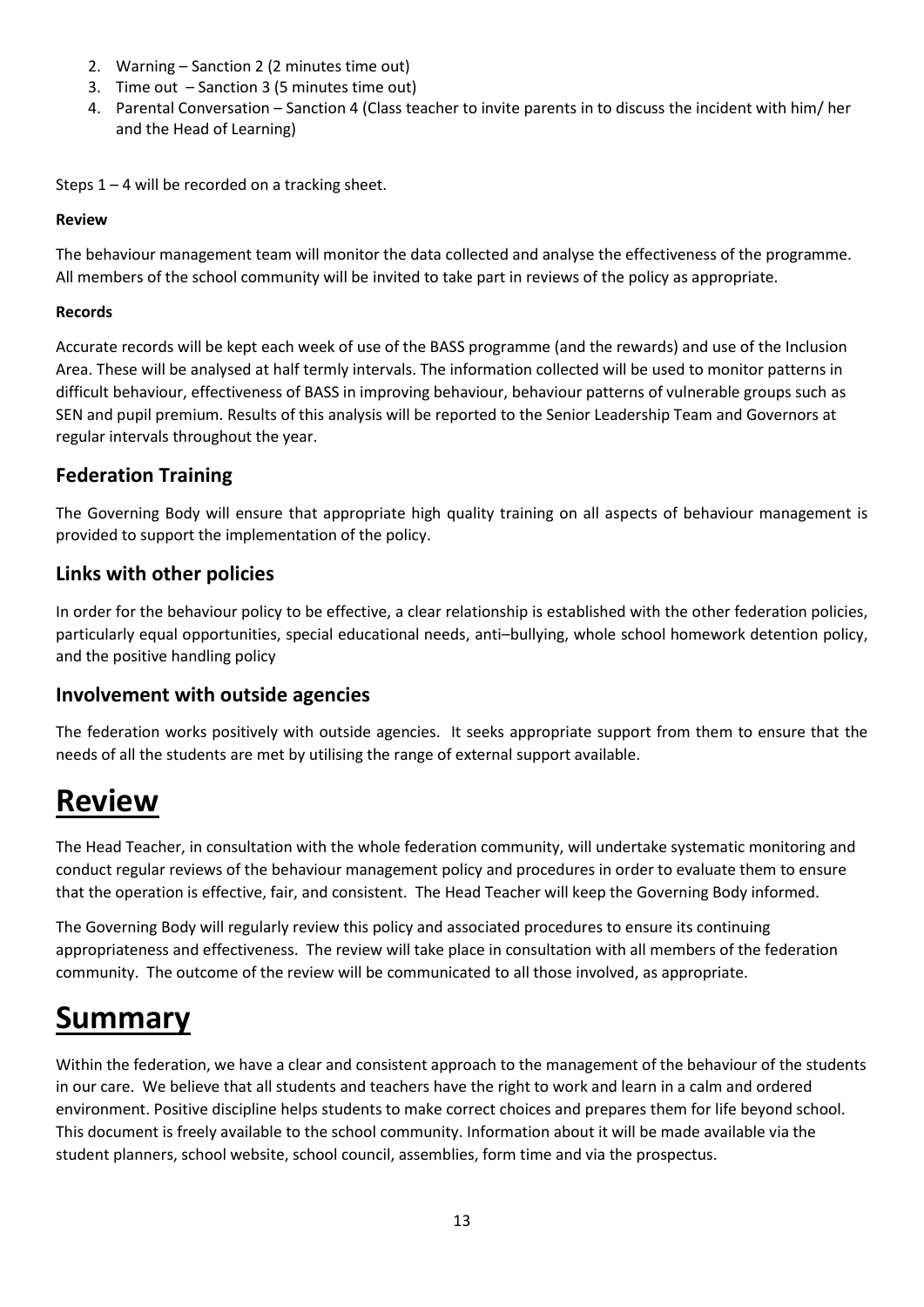2. Warning – Sanction 2 (2 minutes time out)
3. Time out – Sanction 3 (5 minutes time out)
4. Parental Conversation – Sanction 4 (Class teacher to invite parents in to discuss the incident with him/ her and the Head of Learning)

Steps 1 – 4 will be recorded on a tracking sheet.

**Review**

The behaviour management team will monitor the data collected and analyse the effectiveness of the programme. All members of the school community will be invited to take part in reviews of the policy as appropriate.

**Records**

Accurate records will be kept each week of use of the BASS programme (and the rewards) and use of the Inclusion Area. These will be analysed at half termly intervals. The information collected will be used to monitor patterns in difficult behaviour, effectiveness of BASS in improving behaviour, behaviour patterns of vulnerable groups such as SEN and pupil premium. Results of this analysis will be reported to the Senior Leadership Team and Governors at regular intervals throughout the year.

## Federation Training

The Governing Body will ensure that appropriate high quality training on all aspects of behaviour management is provided to support the implementation of the policy.

## Links with other policies

In order for the behaviour policy to be effective, a clear relationship is established with the other federation policies, particularly equal opportunities, special educational needs, anti–bullying, whole school homework detention policy, and the positive handling policy

## Involvement with outside agencies

The federation works positively with outside agencies. It seeks appropriate support from them to ensure that the needs of all the students are met by utilising the range of external support available.

# Review

The Head Teacher, in consultation with the whole federation community, will undertake systematic monitoring and conduct regular reviews of the behaviour management policy and procedures in order to evaluate them to ensure that the operation is effective, fair, and consistent. The Head Teacher will keep the Governing Body informed.

The Governing Body will regularly review this policy and associated procedures to ensure its continuing appropriateness and effectiveness. The review will take place in consultation with all members of the federation community. The outcome of the review will be communicated to all those involved, as appropriate.

# Summary

Within the federation, we have a clear and consistent approach to the management of the behaviour of the students in our care. We believe that all students and teachers have the right to work and learn in a calm and ordered environment. Positive discipline helps students to make correct choices and prepares them for life beyond school. This document is freely available to the school community. Information about it will be made available via the student planners, school website, school council, assemblies, form time and via the prospectus.